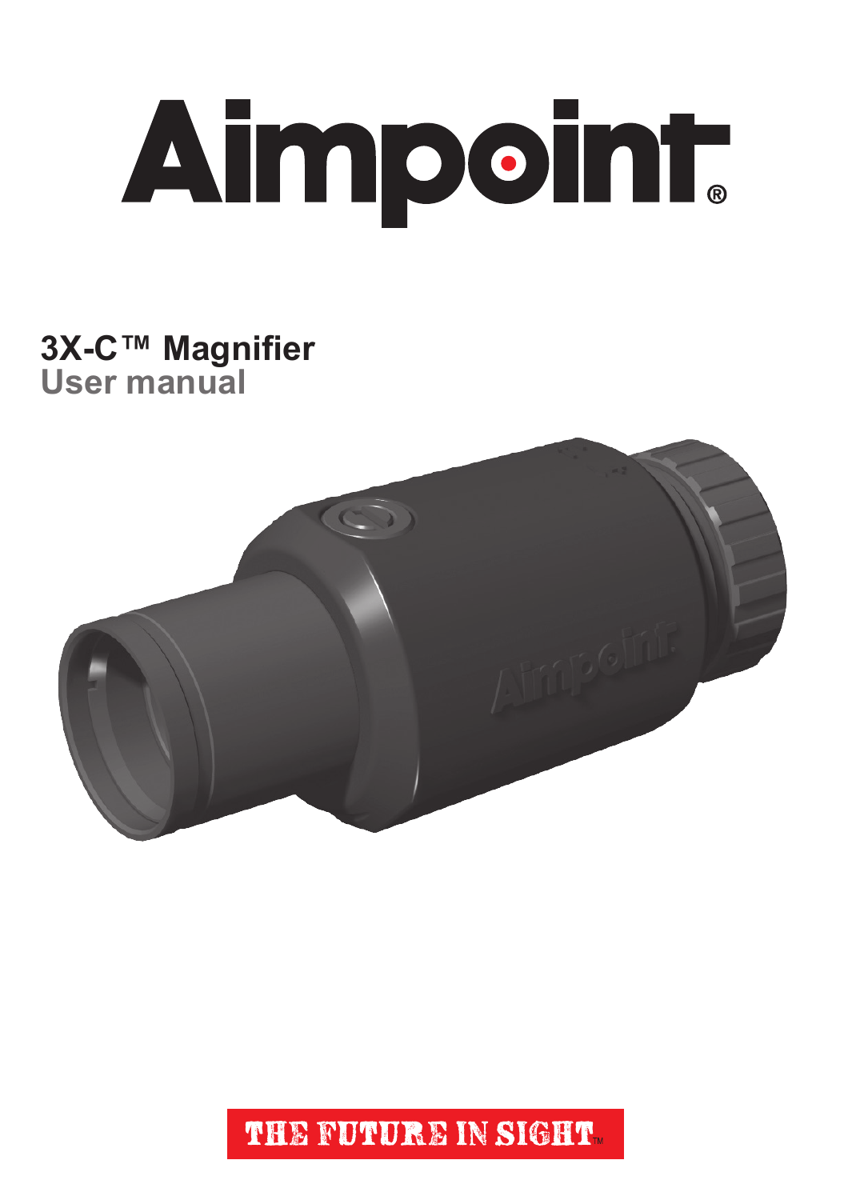# Aimpoint®

## 3X-C™ Magnifier
## User manual

THE FUTURE IN SIGHT™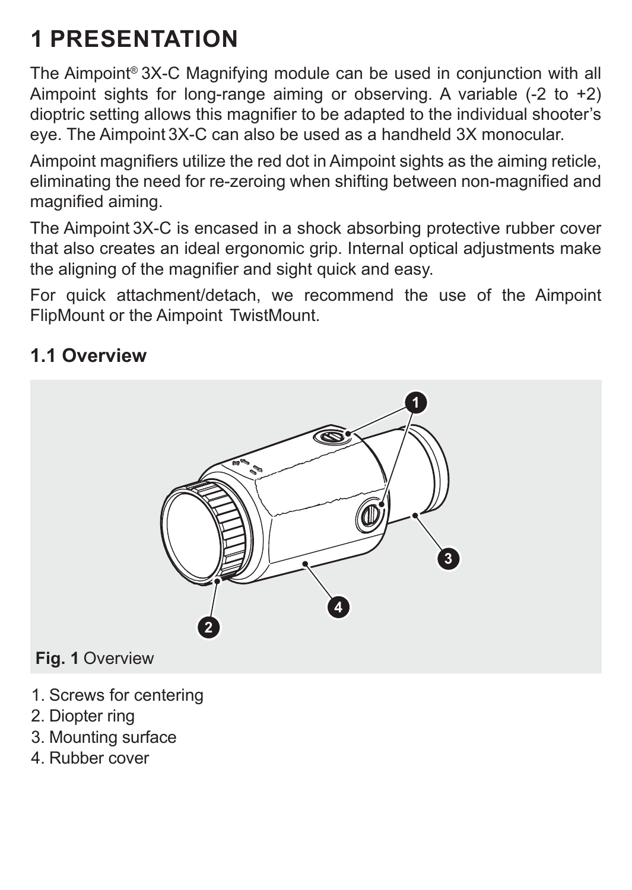# 1 PRESENTATION

The Aimpoint® 3X-C Magnifying module can be used in conjunction with all Aimpoint sights for long-range aiming or observing. A variable (-2 to +2) dioptric setting allows this magnifier to be adapted to the individual shooter's eye. The Aimpoint 3X-C can also be used as a handheld 3X monocular.

Aimpoint magnifiers utilize the red dot in Aimpoint sights as the aiming reticle, eliminating the need for re-zeroing when shifting between non-magnified and magnified aiming.

The Aimpoint 3X-C is encased in a shock absorbing protective rubber cover that also creates an ideal ergonomic grip. Internal optical adjustments make the aligning of the magnifier and sight quick and easy.

For quick attachment/detach, we recommend the use of the Aimpoint FlipMount or the Aimpoint TwistMount.

## 1.1 Overview

**Fig. 1** Overview

1. Screws for centering
2. Diopter ring
3. Mounting surface
4. Rubber cover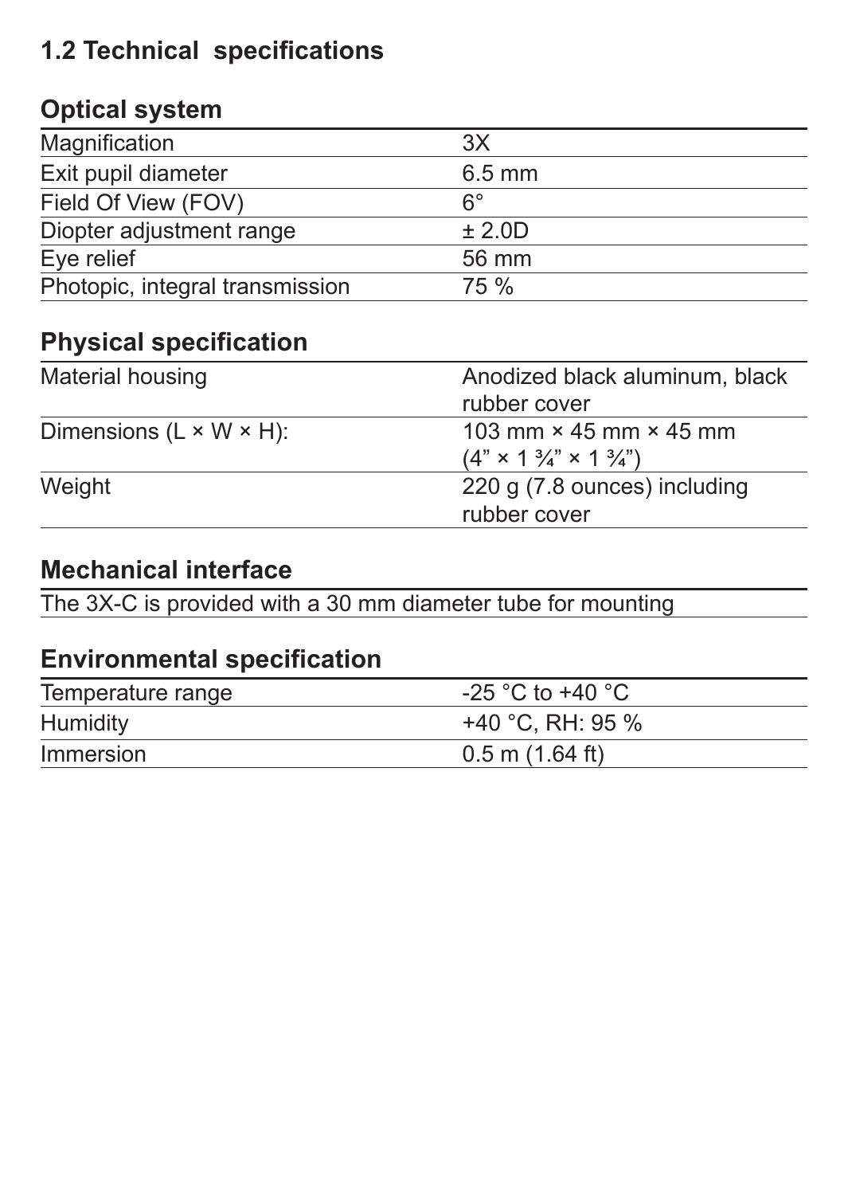## 1.2 Technical specifications

### Optical system

| | |
|---|---|
| Magnification | 3X |
| Exit pupil diameter | 6.5 mm |
| Field Of View (FOV) | 6° |
| Diopter adjustment range | ± 2.0D |
| Eye relief | 56 mm |
| Photopic, integral transmission | 75 % |

### Physical specification

| | |
|---|---|
| Material housing | Anodized black aluminum, black rubber cover |
| Dimensions (L × W × H): | 103 mm × 45 mm × 45 mm (4" × 1 ¾" × 1 ¾") |
| Weight | 220 g (7.8 ounces) including rubber cover |

### Mechanical interface

The 3X-C is provided with a 30 mm diameter tube for mounting

### Environmental specification

| | |
|---|---|
| Temperature range | -25 °C to +40 °C |
| Humidity | +40 °C, RH: 95 % |
| Immersion | 0.5 m (1.64 ft) |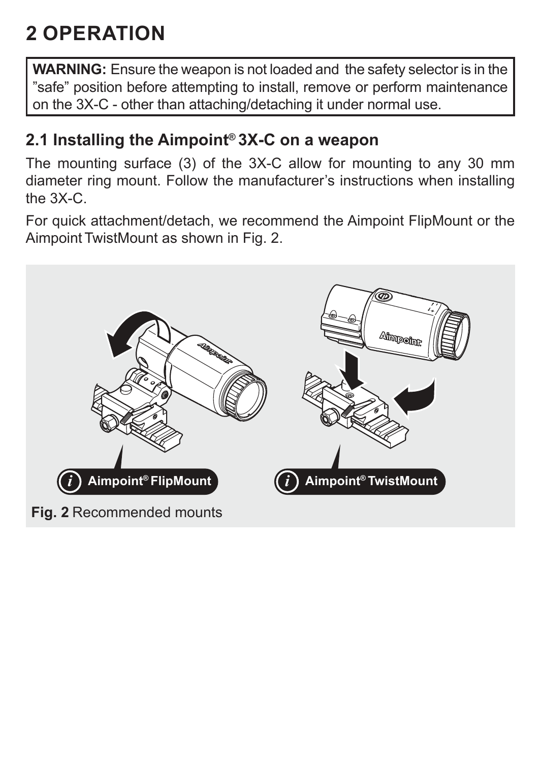# 2 OPERATION

**WARNING:** Ensure the weapon is not loaded and the safety selector is in the "safe" position before attempting to install, remove or perform maintenance on the 3X-C - other than attaching/detaching it under normal use.

## 2.1 Installing the Aimpoint® 3X-C on a weapon

The mounting surface (3) of the 3X-C allow for mounting to any 30 mm diameter ring mount. Follow the manufacturer's instructions when installing the 3X-C.

For quick attachment/detach, we recommend the Aimpoint FlipMount or the Aimpoint TwistMount as shown in Fig. 2.

Aimpoint® FlipMount

Aimpoint® TwistMount

**Fig. 2** Recommended mounts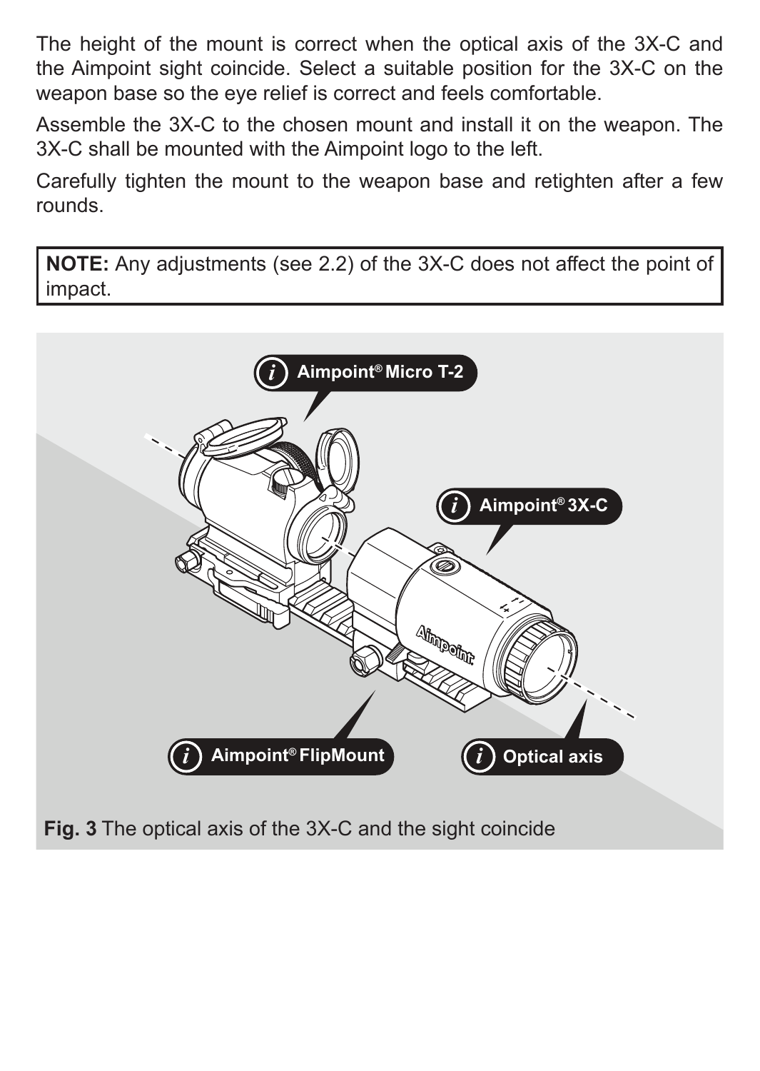The height of the mount is correct when the optical axis of the 3X-C and the Aimpoint sight coincide. Select a suitable position for the 3X-C on the weapon base so the eye relief is correct and feels comfortable.

Assemble the 3X-C to the chosen mount and install it on the weapon. The 3X-C shall be mounted with the Aimpoint logo to the left.

Carefully tighten the mount to the weapon base and retighten after a few rounds.

> **NOTE:** Any adjustments (see 2.2) of the 3X-C does not affect the point of impact.

**Fig. 3** The optical axis of the 3X-C and the sight coincide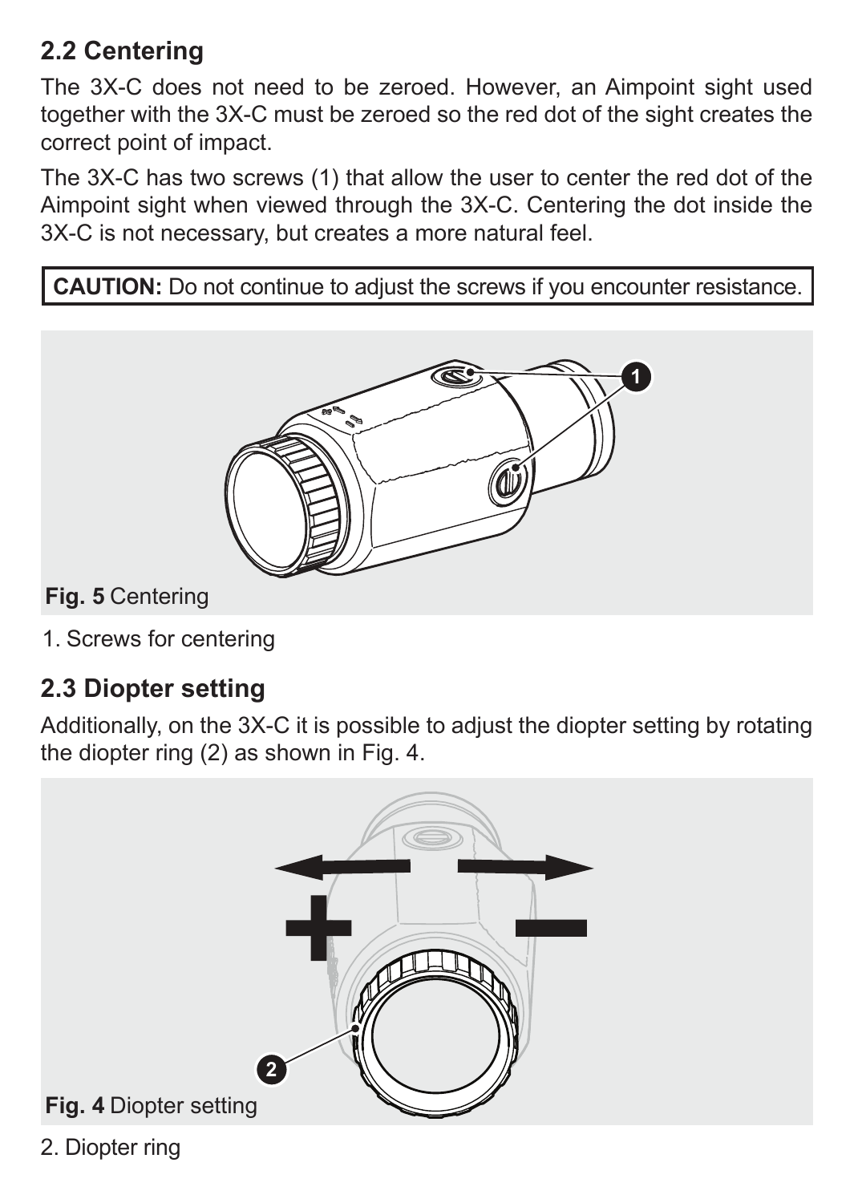## 2.2 Centering

The 3X-C does not need to be zeroed. However, an Aimpoint sight used together with the 3X-C must be zeroed so the red dot of the sight creates the correct point of impact.

The 3X-C has two screws (1) that allow the user to center the red dot of the Aimpoint sight when viewed through the 3X-C. Centering the dot inside the 3X-C is not necessary, but creates a more natural feel.

**CAUTION:** Do not continue to adjust the screws if you encounter resistance.

**Fig. 5** Centering

1. Screws for centering

## 2.3 Diopter setting

Additionally, on the 3X-C it is possible to adjust the diopter setting by rotating the diopter ring (2) as shown in Fig. 4.

**Fig. 4** Diopter setting

2. Diopter ring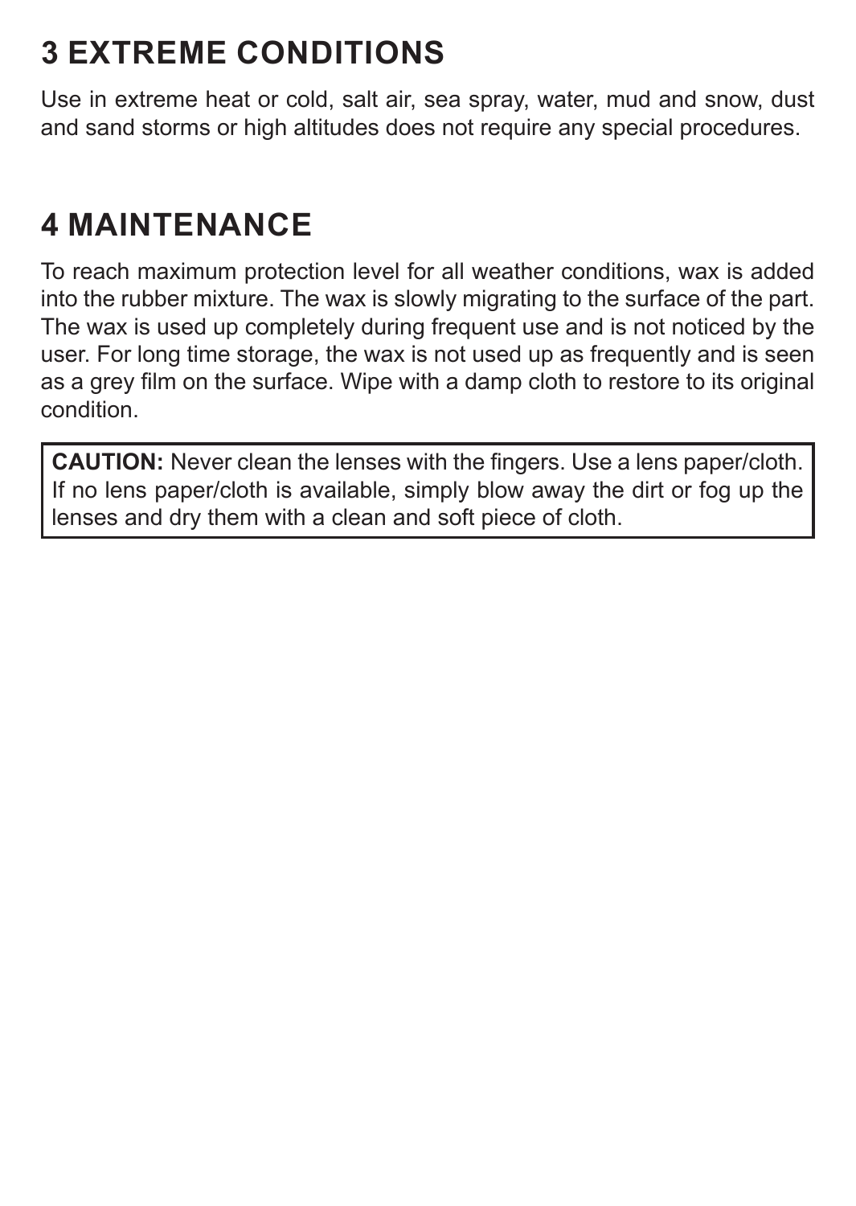# 3 EXTREME CONDITIONS

Use in extreme heat or cold, salt air, sea spray, water, mud and snow, dust and sand storms or high altitudes does not require any special procedures.

# 4 MAINTENANCE

To reach maximum protection level for all weather conditions, wax is added into the rubber mixture. The wax is slowly migrating to the surface of the part. The wax is used up completely during frequent use and is not noticed by the user. For long time storage, the wax is not used up as frequently and is seen as a grey film on the surface. Wipe with a damp cloth to restore to its original condition.

**CAUTION:** Never clean the lenses with the fingers. Use a lens paper/cloth. If no lens paper/cloth is available, simply blow away the dirt or fog up the lenses and dry them with a clean and soft piece of cloth.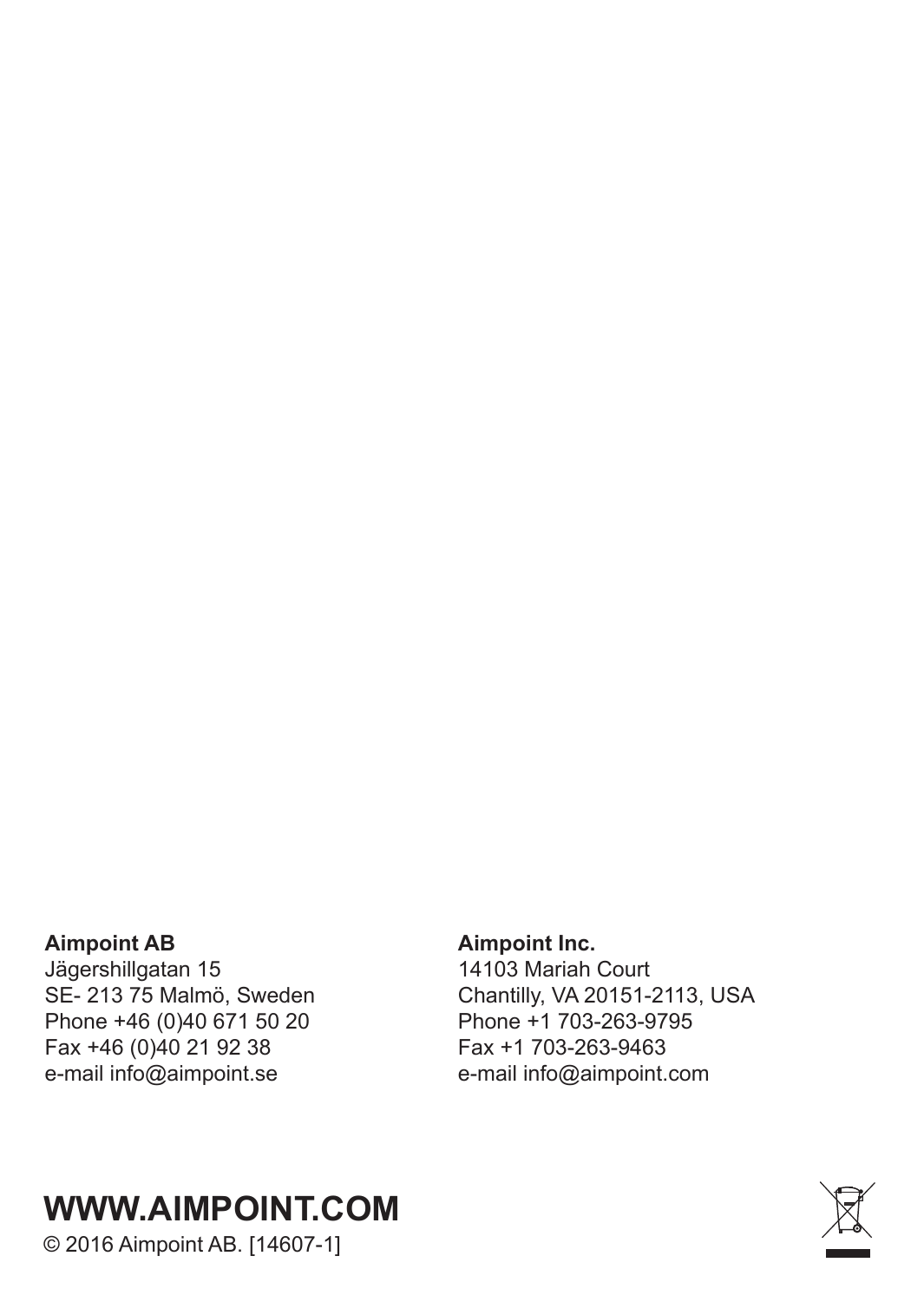**Aimpoint AB**
Jägershillgatan 15
SE- 213 75 Malmö, Sweden
Phone +46 (0)40 671 50 20
Fax +46 (0)40 21 92 38
e-mail info@aimpoint.se

**Aimpoint Inc.**
14103 Mariah Court
Chantilly, VA 20151-2113, USA
Phone +1 703-263-9795
Fax +1 703-263-9463
e-mail info@aimpoint.com

**WWW.AIMPOINT.COM**

© 2016 Aimpoint AB. [14607-1]